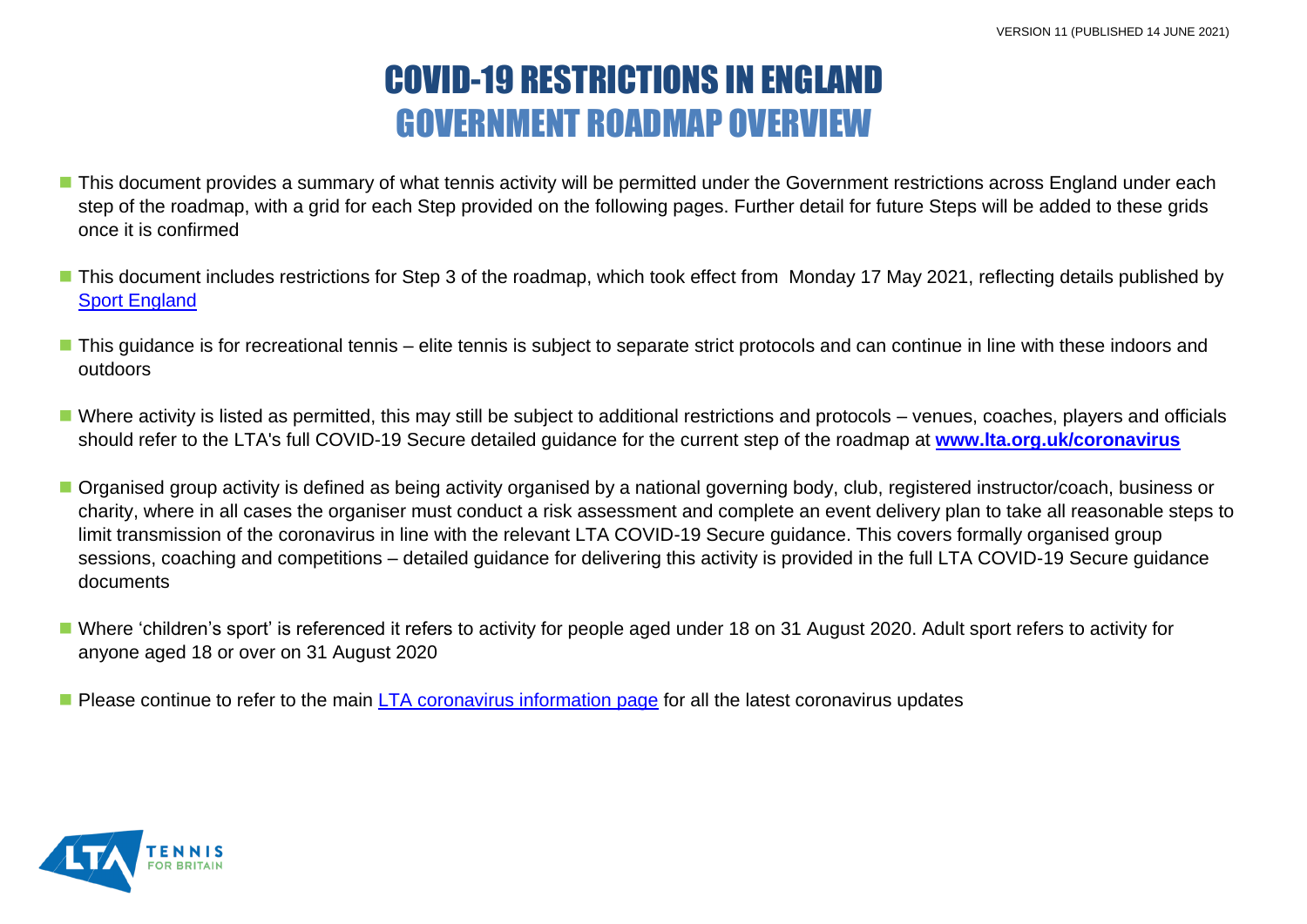VERSION 11 (PUBLISHED 14 JUNE 2021)

# COVID-19 RESTRICTIONS IN ENGLAND
## GOVERNMENT ROADMAP OVERVIEW

- This document provides a summary of what tennis activity will be permitted under the Government restrictions across England under each step of the roadmap, with a grid for each Step provided on the following pages. Further detail for future Steps will be added to these grids once it is confirmed
- This document includes restrictions for Step 3 of the roadmap, which took effect from Monday 17 May 2021, reflecting details published by Sport England
- This guidance is for recreational tennis – elite tennis is subject to separate strict protocols and can continue in line with these indoors and outdoors
- Where activity is listed as permitted, this may still be subject to additional restrictions and protocols – venues, coaches, players and officials should refer to the LTA's full COVID-19 Secure detailed guidance for the current step of the roadmap at **www.lta.org.uk/coronavirus**
- Organised group activity is defined as being activity organised by a national governing body, club, registered instructor/coach, business or charity, where in all cases the organiser must conduct a risk assessment and complete an event delivery plan to take all reasonable steps to limit transmission of the coronavirus in line with the relevant LTA COVID-19 Secure guidance. This covers formally organised group sessions, coaching and competitions – detailed guidance for delivering this activity is provided in the full LTA COVID-19 Secure guidance documents
- Where 'children's sport' is referenced it refers to activity for people aged under 18 on 31 August 2020. Adult sport refers to activity for anyone aged 18 or over on 31 August 2020
- Please continue to refer to the main LTA coronavirus information page for all the latest coronavirus updates

LTA TENNIS FOR BRITAIN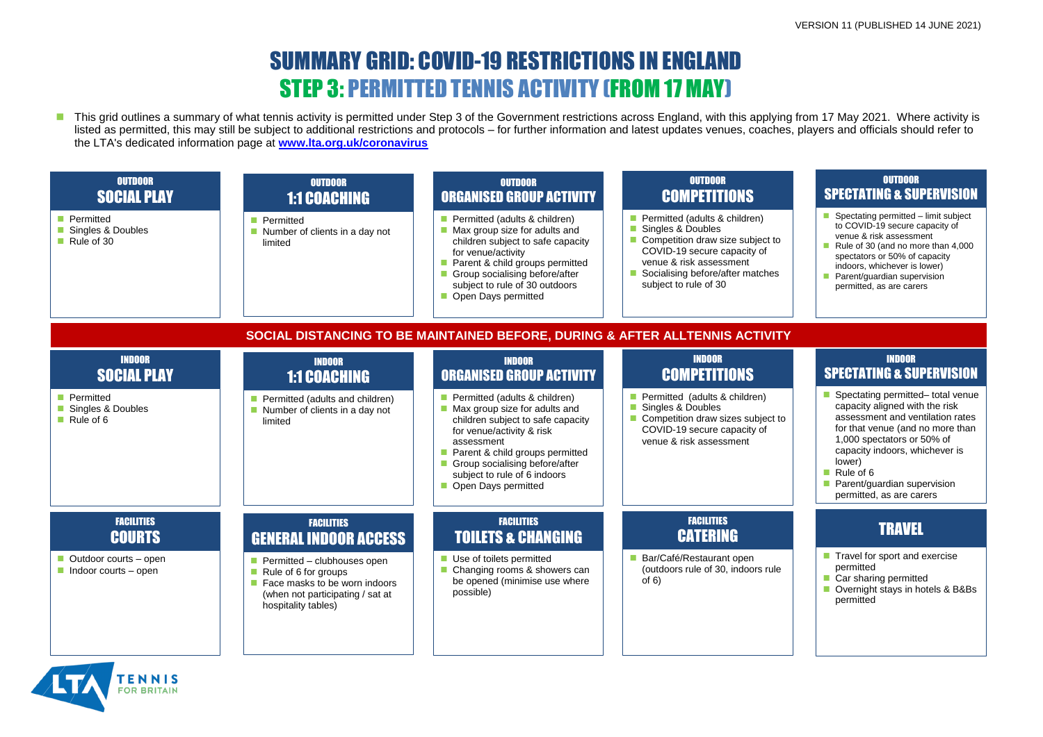VERSION 11 (PUBLISHED 14 JUNE 2021)

# SUMMARY GRID: COVID-19 RESTRICTIONS IN ENGLAND

## STEP 3: PERMITTED TENNIS ACTIVITY (FROM 17 MAY)

- This grid outlines a summary of what tennis activity is permitted under Step 3 of the Government restrictions across England, with this applying from 17 May 2021. Where activity is listed as permitted, this may still be subject to additional restrictions and protocols – for further information and latest updates venues, coaches, players and officials should refer to the LTA's dedicated information page at **www.lta.org.uk/coronavirus**

### OUTDOOR – SOCIAL PLAY

- Permitted
- Singles & Doubles
- Rule of 30

### OUTDOOR – 1:1 COACHING

- Permitted
- Number of clients in a day not limited

### OUTDOOR – ORGANISED GROUP ACTIVITY

- Permitted (adults & children)
- Max group size for adults and children subject to safe capacity for venue/activity
- Parent & child groups permitted
- Group socialising before/after subject to rule of 30 outdoors
- Open Days permitted

### OUTDOOR – COMPETITIONS

- Permitted (adults & children)
- Singles & Doubles
- Competition draw size subject to COVID-19 secure capacity of venue & risk assessment
- Socialising before/after matches subject to rule of 30

### OUTDOOR – SPECTATING & SUPERVISION

- Spectating permitted – limit subject to COVID-19 secure capacity of venue & risk assessment
- Rule of 30 (and no more than 4,000 spectators or 50% of capacity indoors, whichever is lower)
- Parent/guardian supervision permitted, as are carers

**SOCIAL DISTANCING TO BE MAINTAINED BEFORE, DURING & AFTER ALLTENNIS ACTIVITY**

### INDOOR – SOCIAL PLAY

- Permitted
- Singles & Doubles
- Rule of 6

### INDOOR – 1:1 COACHING

- Permitted (adults and children)
- Number of clients in a day not limited

### INDOOR – ORGANISED GROUP ACTIVITY

- Permitted (adults & children)
- Max group size for adults and children subject to safe capacity for venue/activity & risk assessment
- Parent & child groups permitted
- Group socialising before/after subject to rule of 6 indoors
- Open Days permitted

### INDOOR – COMPETITIONS

- Permitted (adults & children)
- Singles & Doubles
- Competition draw sizes subject to COVID-19 secure capacity of venue & risk assessment

### INDOOR – SPECTATING & SUPERVISION

- Spectating permitted– total venue capacity aligned with the risk assessment and ventilation rates for that venue (and no more than 1,000 spectators or 50% of capacity indoors, whichever is lower)
- Rule of 6
- Parent/guardian supervision permitted, as are carers

### FACILITIES – COURTS

- Outdoor courts – open
- Indoor courts – open

### FACILITIES – GENERAL INDOOR ACCESS

- Permitted – clubhouses open
- Rule of 6 for groups
- Face masks to be worn indoors (when not participating / sat at hospitality tables)

### FACILITIES – TOILETS & CHANGING

- Use of toilets permitted
- Changing rooms & showers can be opened (minimise use where possible)

### FACILITIES – CATERING

- Bar/Café/Restaurant open (outdoors rule of 30, indoors rule of 6)

### TRAVEL

- Travel for sport and exercise permitted
- Car sharing permitted
- Overnight stays in hotels & B&Bs permitted

LTA TENNIS FOR BRITAIN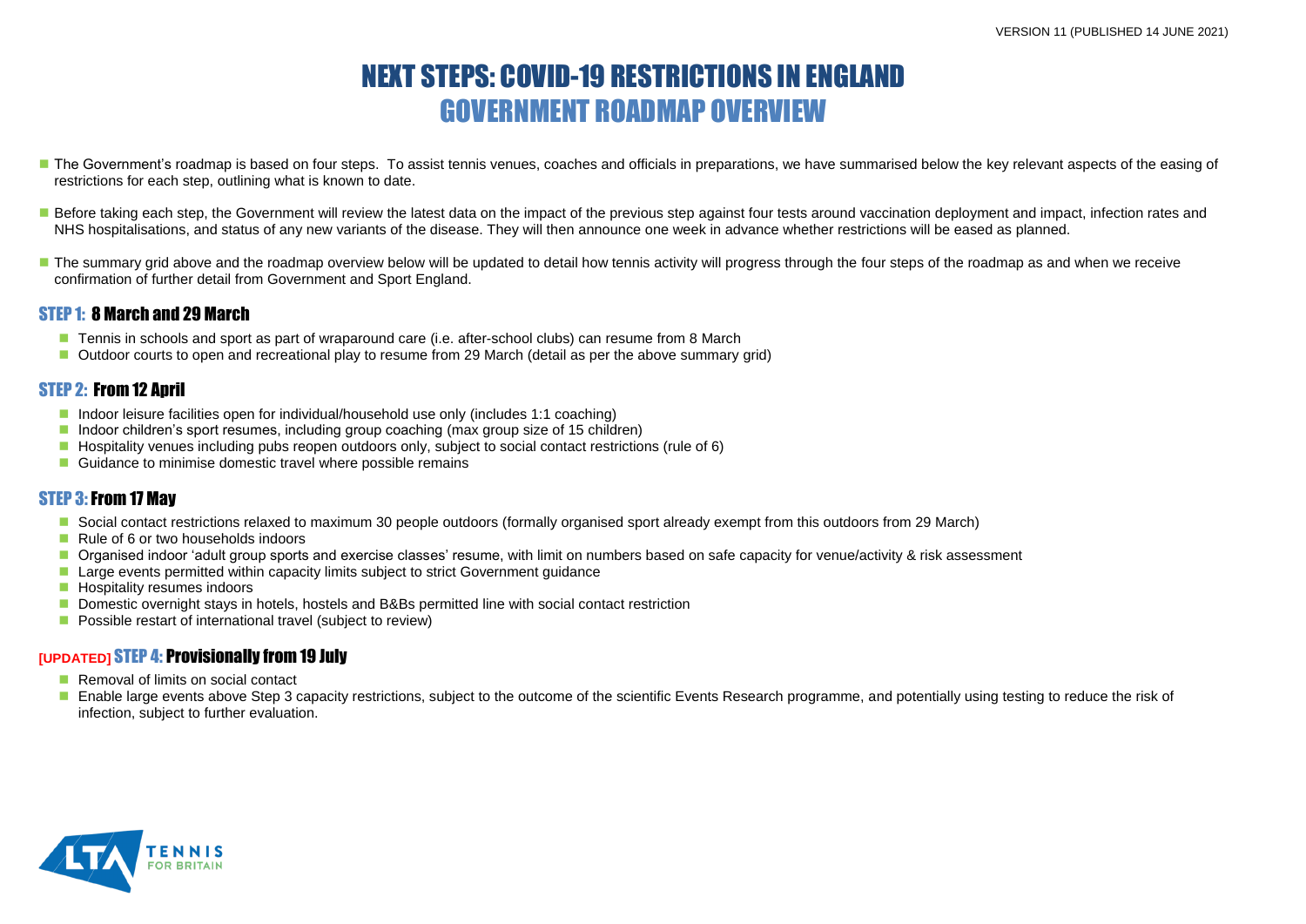# NEXT STEPS: COVID-19 RESTRICTIONS IN ENGLAND
## GOVERNMENT ROADMAP OVERVIEW

- The Government's roadmap is based on four steps. To assist tennis venues, coaches and officials in preparations, we have summarised below the key relevant aspects of the easing of restrictions for each step, outlining what is known to date.
- Before taking each step, the Government will review the latest data on the impact of the previous step against four tests around vaccination deployment and impact, infection rates and NHS hospitalisations, and status of any new variants of the disease. They will then announce one week in advance whether restrictions will be eased as planned.
- The summary grid above and the roadmap overview below will be updated to detail how tennis activity will progress through the four steps of the roadmap as and when we receive confirmation of further detail from Government and Sport England.

### STEP 1: 8 March and 29 March

- Tennis in schools and sport as part of wraparound care (i.e. after-school clubs) can resume from 8 March
- Outdoor courts to open and recreational play to resume from 29 March (detail as per the above summary grid)

### STEP 2: From 12 April

- Indoor leisure facilities open for individual/household use only (includes 1:1 coaching)
- Indoor children's sport resumes, including group coaching (max group size of 15 children)
- Hospitality venues including pubs reopen outdoors only, subject to social contact restrictions (rule of 6)
- Guidance to minimise domestic travel where possible remains

### STEP 3: From 17 May

- Social contact restrictions relaxed to maximum 30 people outdoors (formally organised sport already exempt from this outdoors from 29 March)
- Rule of 6 or two households indoors
- Organised indoor 'adult group sports and exercise classes' resume, with limit on numbers based on safe capacity for venue/activity & risk assessment
- Large events permitted within capacity limits subject to strict Government guidance
- Hospitality resumes indoors
- Domestic overnight stays in hotels, hostels and B&Bs permitted line with social contact restriction
- Possible restart of international travel (subject to review)

### [UPDATED] STEP 4: Provisionally from 19 July

- Removal of limits on social contact
- Enable large events above Step 3 capacity restrictions, subject to the outcome of the scientific Events Research programme, and potentially using testing to reduce the risk of infection, subject to further evaluation.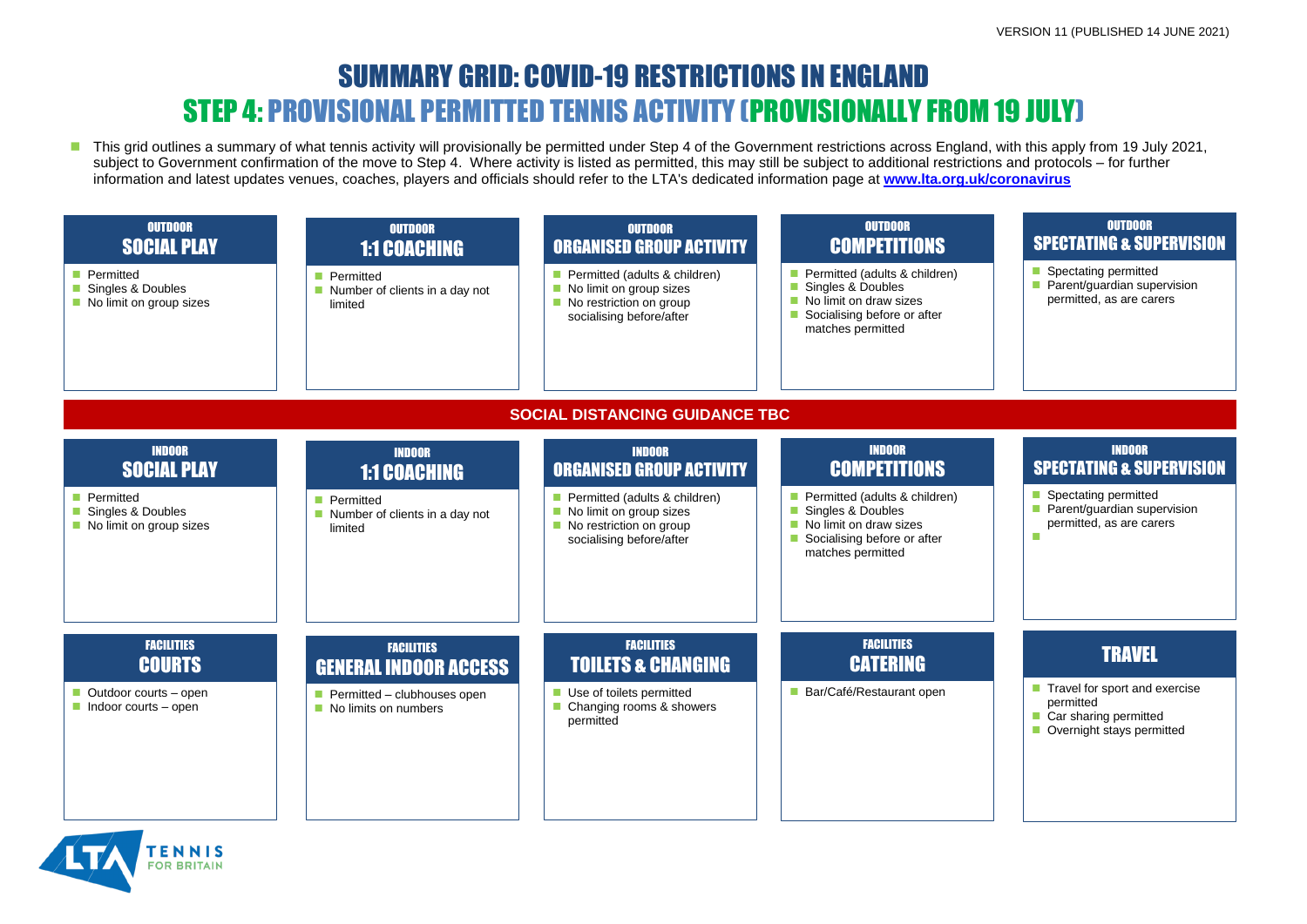VERSION 11 (PUBLISHED 14 JUNE 2021)

# SUMMARY GRID: COVID-19 RESTRICTIONS IN ENGLAND

## STEP 4: PROVISIONAL PERMITTED TENNIS ACTIVITY (PROVISIONALLY FROM 19 JULY)

- This grid outlines a summary of what tennis activity will provisionally be permitted under Step 4 of the Government restrictions across England, with this apply from 19 July 2021, subject to Government confirmation of the move to Step 4. Where activity is listed as permitted, this may still be subject to additional restrictions and protocols – for further information and latest updates venues, coaches, players and officials should refer to the LTA's dedicated information page at **www.lta.org.uk/coronavirus**

### OUTDOOR – SOCIAL PLAY
- Permitted
- Singles & Doubles
- No limit on group sizes

### OUTDOOR – 1:1 COACHING
- Permitted
- Number of clients in a day not limited

### OUTDOOR – ORGANISED GROUP ACTIVITY
- Permitted (adults & children)
- No limit on group sizes
- No restriction on group socialising before/after

### OUTDOOR – COMPETITIONS
- Permitted (adults & children)
- Singles & Doubles
- No limit on draw sizes
- Socialising before or after matches permitted

### OUTDOOR – SPECTATING & SUPERVISION
- Spectating permitted
- Parent/guardian supervision permitted, as are carers

**SOCIAL DISTANCING GUIDANCE TBC**

### INDOOR – SOCIAL PLAY
- Permitted
- Singles & Doubles
- No limit on group sizes

### INDOOR – 1:1 COACHING
- Permitted
- Number of clients in a day not limited

### INDOOR – ORGANISED GROUP ACTIVITY
- Permitted (adults & children)
- No limit on group sizes
- No restriction on group socialising before/after

### INDOOR – COMPETITIONS
- Permitted (adults & children)
- Singles & Doubles
- No limit on draw sizes
- Socialising before or after matches permitted

### INDOOR – SPECTATING & SUPERVISION
- Spectating permitted
- Parent/guardian supervision permitted, as are carers

### FACILITIES – COURTS
- Outdoor courts – open
- Indoor courts – open

### FACILITIES – GENERAL INDOOR ACCESS
- Permitted – clubhouses open
- No limits on numbers

### FACILITIES – TOILETS & CHANGING
- Use of toilets permitted
- Changing rooms & showers permitted

### FACILITIES – CATERING
- Bar/Café/Restaurant open

### TRAVEL
- Travel for sport and exercise permitted
- Car sharing permitted
- Overnight stays permitted

LTA TENNIS FOR BRITAIN